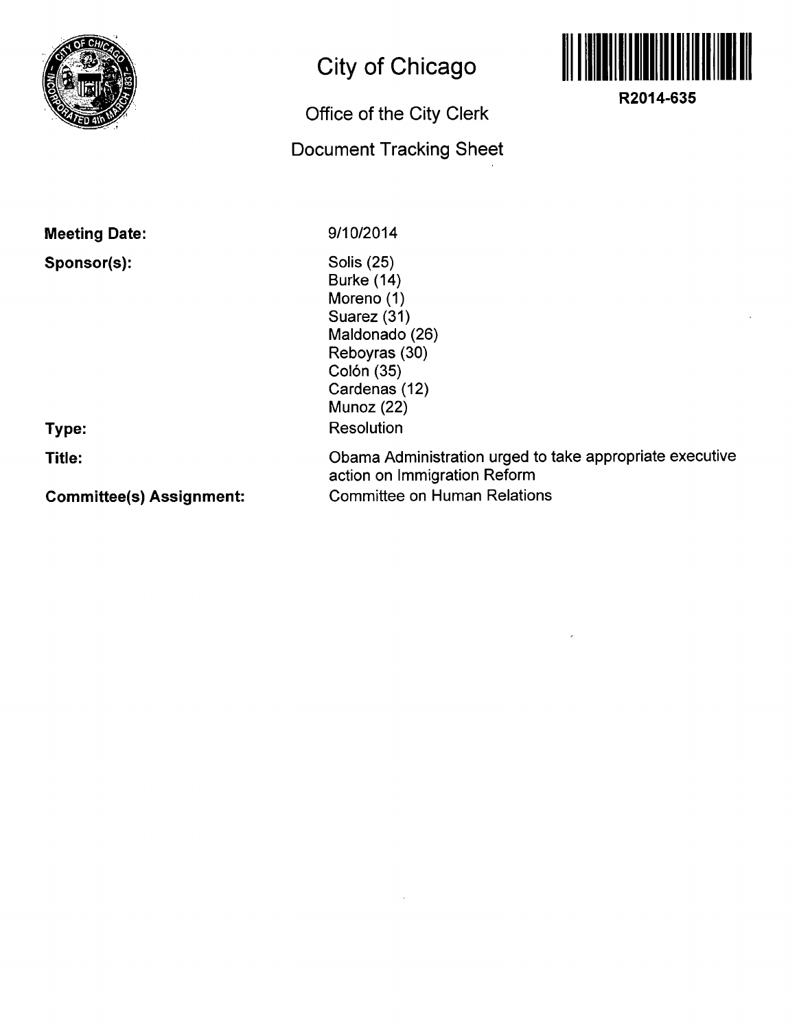# City of Chicago

## Office of the City Clerk

## Document Tracking Sheet

**R2014-635**

**Meeting Date:** 9/10/2014

**Sponsor(s):**
Solis (25)
Burke (14)
Moreno (1)
Suarez (31)
Maldonado (26)
Reboyras (30)
Colón (35)
Cardenas (12)
Munoz (22)

**Type:** Resolution

**Title:** Obama Administration urged to take appropriate executive action on Immigration Reform

**Committee(s) Assignment:** Committee on Human Relations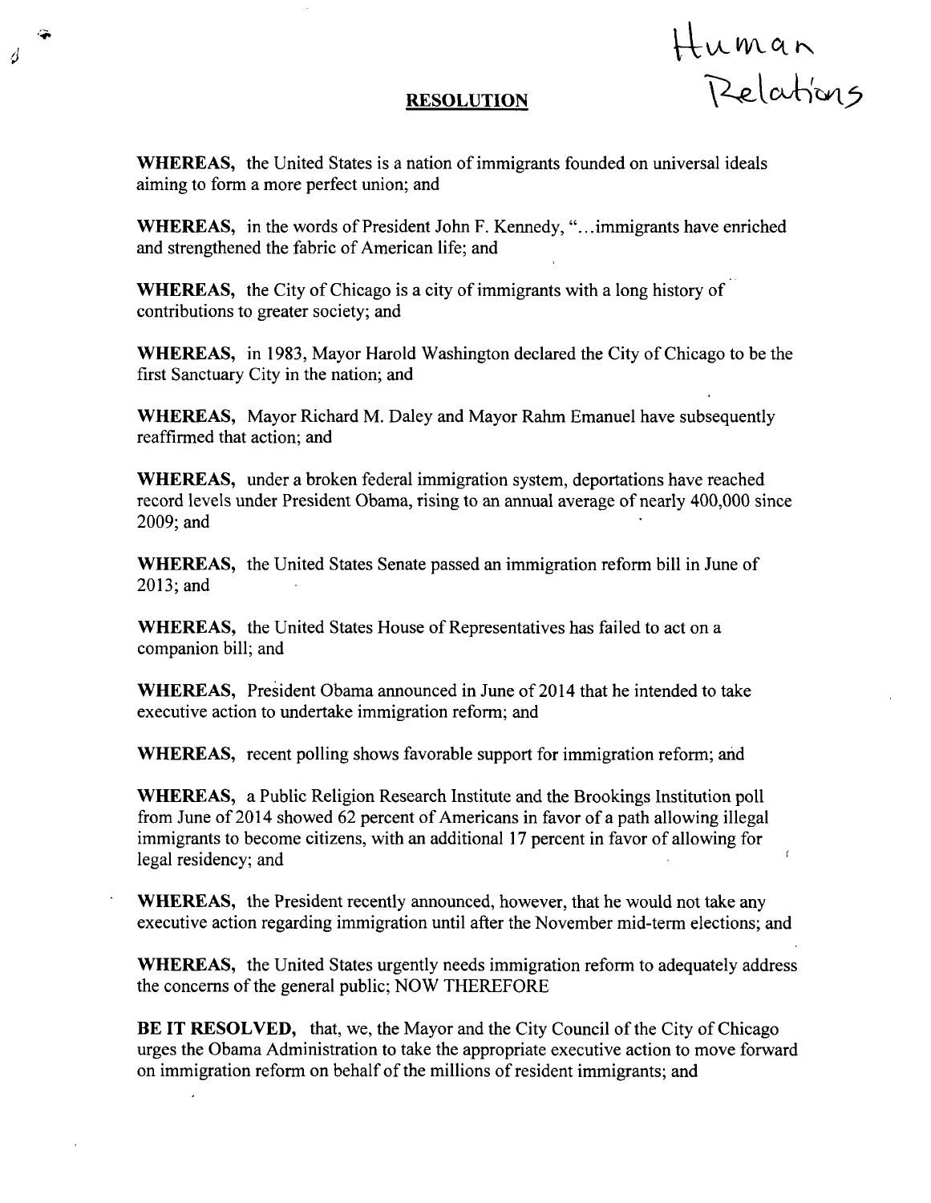Human Relations

## RESOLUTION

**WHEREAS,** the United States is a nation of immigrants founded on universal ideals aiming to form a more perfect union; and

**WHEREAS,** in the words of President John F. Kennedy, "...immigrants have enriched and strengthened the fabric of American life; and

**WHEREAS,** the City of Chicago is a city of immigrants with a long history of contributions to greater society; and

**WHEREAS,** in 1983, Mayor Harold Washington declared the City of Chicago to be the first Sanctuary City in the nation; and

**WHEREAS,** Mayor Richard M. Daley and Mayor Rahm Emanuel have subsequently reaffirmed that action; and

**WHEREAS,** under a broken federal immigration system, deportations have reached record levels under President Obama, rising to an annual average of nearly 400,000 since 2009; and

**WHEREAS,** the United States Senate passed an immigration reform bill in June of 2013; and

**WHEREAS,** the United States House of Representatives has failed to act on a companion bill; and

**WHEREAS,** President Obama announced in June of 2014 that he intended to take executive action to undertake immigration reform; and

**WHEREAS,** recent polling shows favorable support for immigration reform; and

**WHEREAS,** a Public Religion Research Institute and the Brookings Institution poll from June of 2014 showed 62 percent of Americans in favor of a path allowing illegal immigrants to become citizens, with an additional 17 percent in favor of allowing for legal residency; and

**WHEREAS,** the President recently announced, however, that he would not take any executive action regarding immigration until after the November mid-term elections; and

**WHEREAS,** the United States urgently needs immigration reform to adequately address the concerns of the general public; NOW THEREFORE

**BE IT RESOLVED,** that, we, the Mayor and the City Council of the City of Chicago urges the Obama Administration to take the appropriate executive action to move forward on immigration reform on behalf of the millions of resident immigrants; and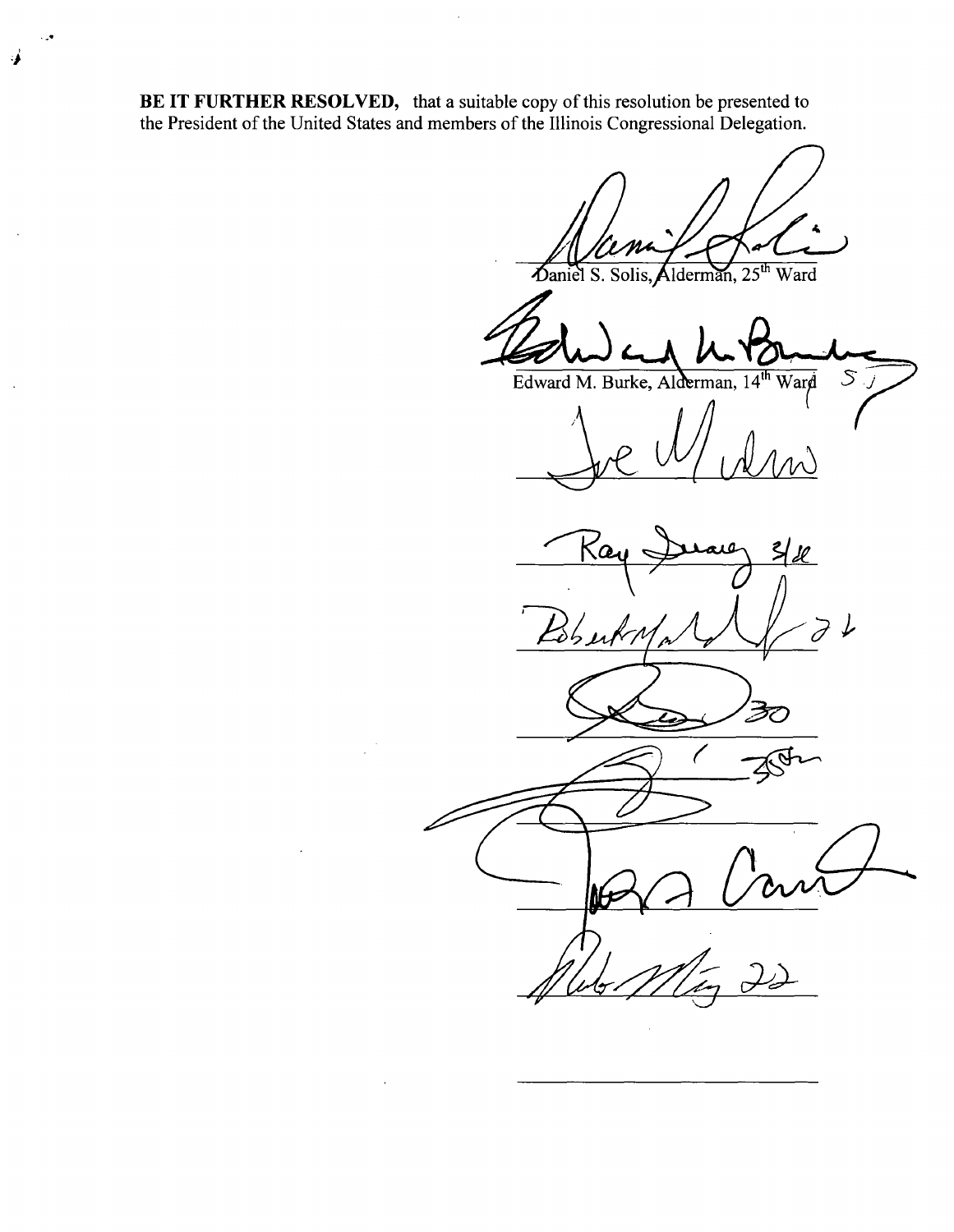**BE IT FURTHER RESOLVED,** that a suitable copy of this resolution be presented to the President of the United States and members of the Illinois Congressional Delegation.

Daniel S. Solis, Alderman, 25[th] Ward

Edward M. Burke, Alderman, 14[th] Ward